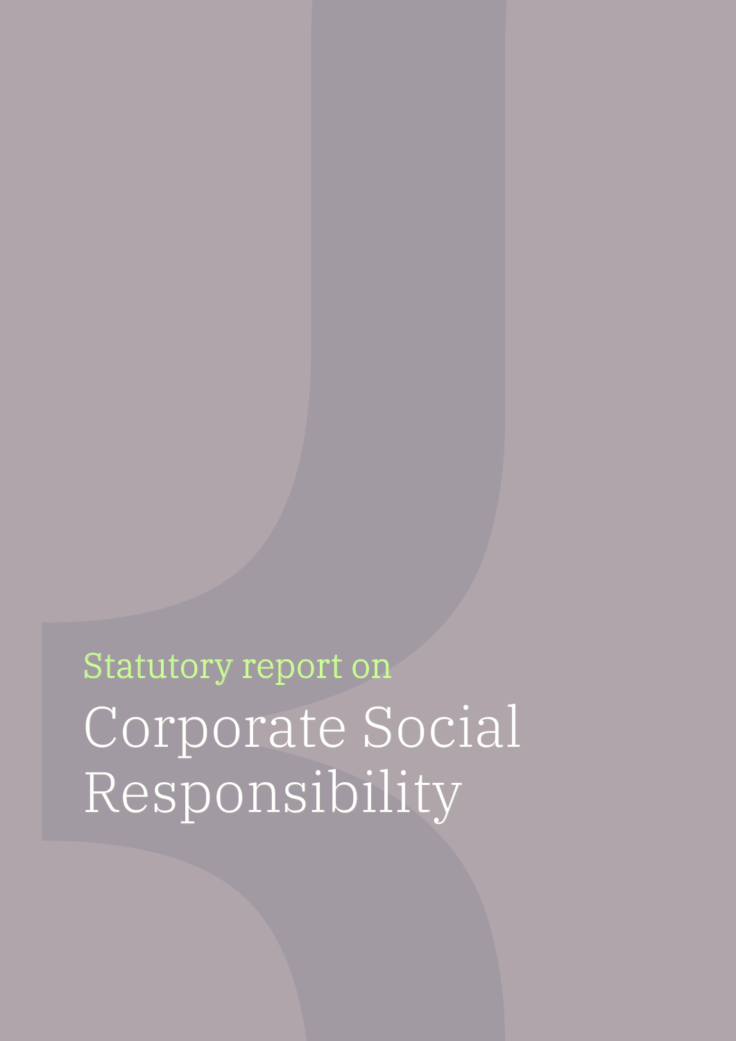Statutory report on

# Corporate Social Responsibility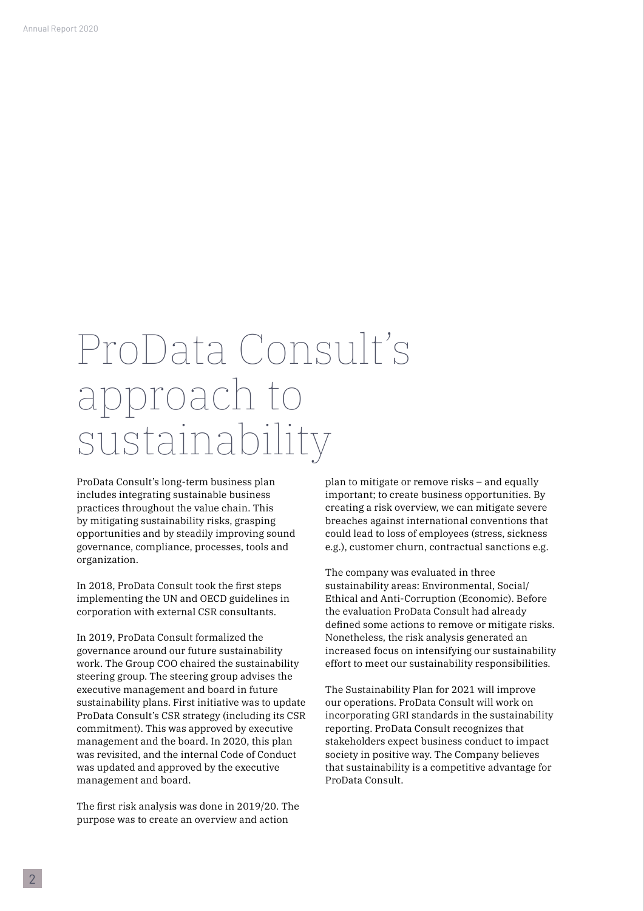# ProData Consult's approach to sustainability

ProData Consult's long-term business plan includes integrating sustainable business practices throughout the value chain. This by mitigating sustainability risks, grasping opportunities and by steadily improving sound governance, compliance, processes, tools and organization.

In 2018, ProData Consult took the first steps implementing the UN and OECD guidelines in corporation with external CSR consultants.

In 2019, ProData Consult formalized the governance around our future sustainability work. The Group COO chaired the sustainability steering group. The steering group advises the executive management and board in future sustainability plans. First initiative was to update ProData Consult's CSR strategy (including its CSR commitment). This was approved by executive management and the board. In 2020, this plan was revisited, and the internal Code of Conduct was updated and approved by the executive management and board.

The first risk analysis was done in 2019/20. The purpose was to create an overview and action plan to mitigate or remove risks – and equally important; to create business opportunities. By creating a risk overview, we can mitigate severe breaches against international conventions that could lead to loss of employees (stress, sickness e.g.), customer churn, contractual sanctions e.g.

The company was evaluated in three sustainability areas: Environmental, Social/ Ethical and Anti-Corruption (Economic). Before the evaluation ProData Consult had already defined some actions to remove or mitigate risks. Nonetheless, the risk analysis generated an increased focus on intensifying our sustainability effort to meet our sustainability responsibilities.

The Sustainability Plan for 2021 will improve our operations. ProData Consult will work on incorporating GRI standards in the sustainability reporting. ProData Consult recognizes that stakeholders expect business conduct to impact society in positive way. The Company believes that sustainability is a competitive advantage for ProData Consult.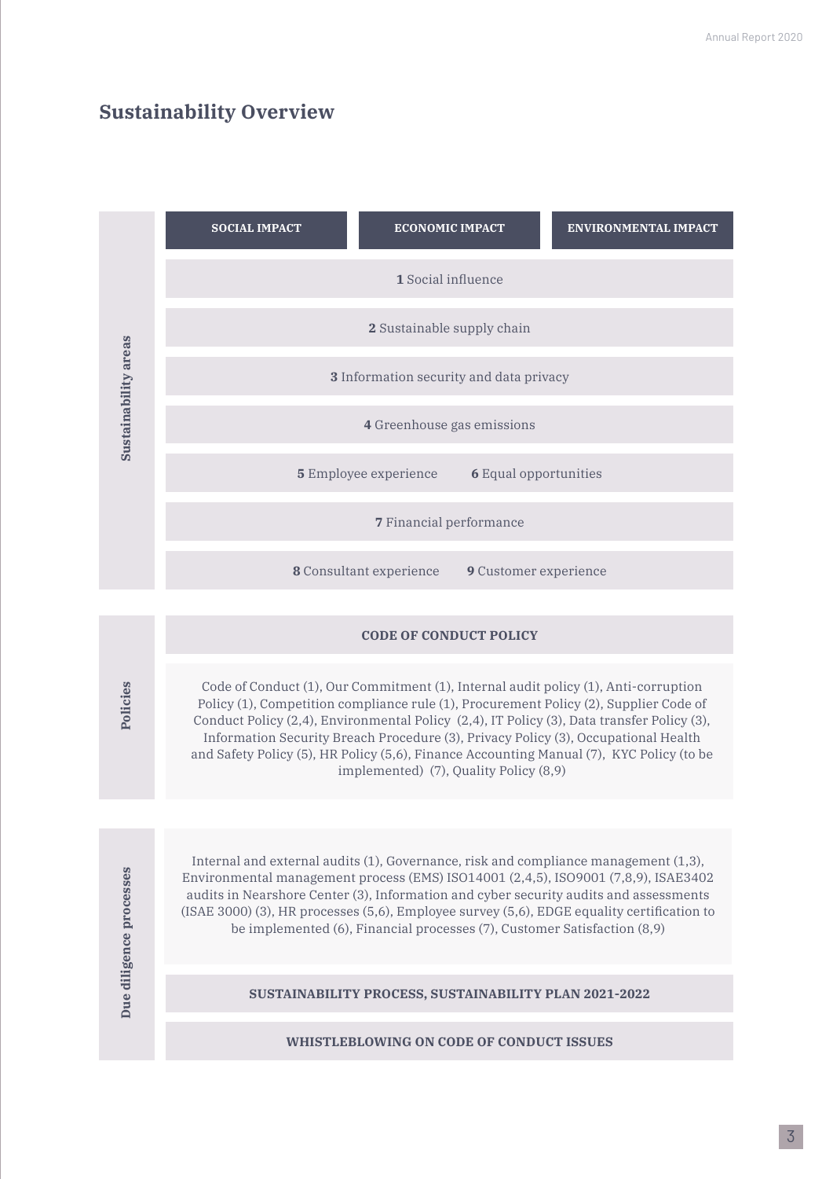## Sustainability Overview

### Sustainability areas

| SOCIAL IMPACT | ECONOMIC IMPACT | ENVIRONMENTAL IMPACT |
|---|---|---|

**1** Social influence

**2** Sustainable supply chain

**3** Information security and data privacy

**4** Greenhouse gas emissions

**5** Employee experience **6** Equal opportunities

**7** Financial performance

**8** Consultant experience **9** Customer experience

### Policies

**CODE OF CONDUCT POLICY**

Code of Conduct (1), Our Commitment (1), Internal audit policy (1), Anti-corruption Policy (1), Competition compliance rule (1), Procurement Policy (2), Supplier Code of Conduct Policy (2,4), Environmental Policy (2,4), IT Policy (3), Data transfer Policy (3), Information Security Breach Procedure (3), Privacy Policy (3), Occupational Health and Safety Policy (5), HR Policy (5,6), Finance Accounting Manual (7), KYC Policy (to be implemented) (7), Quality Policy (8,9)

### Due diligence processes

Internal and external audits (1), Governance, risk and compliance management (1,3), Environmental management process (EMS) ISO14001 (2,4,5), ISO9001 (7,8,9), ISAE3402 audits in Nearshore Center (3), Information and cyber security audits and assessments (ISAE 3000) (3), HR processes (5,6), Employee survey (5,6), EDGE equality certification to be implemented (6), Financial processes (7), Customer Satisfaction (8,9)

**SUSTAINABILITY PROCESS, SUSTAINABILITY PLAN 2021-2022**

**WHISTLEBLOWING ON CODE OF CONDUCT ISSUES**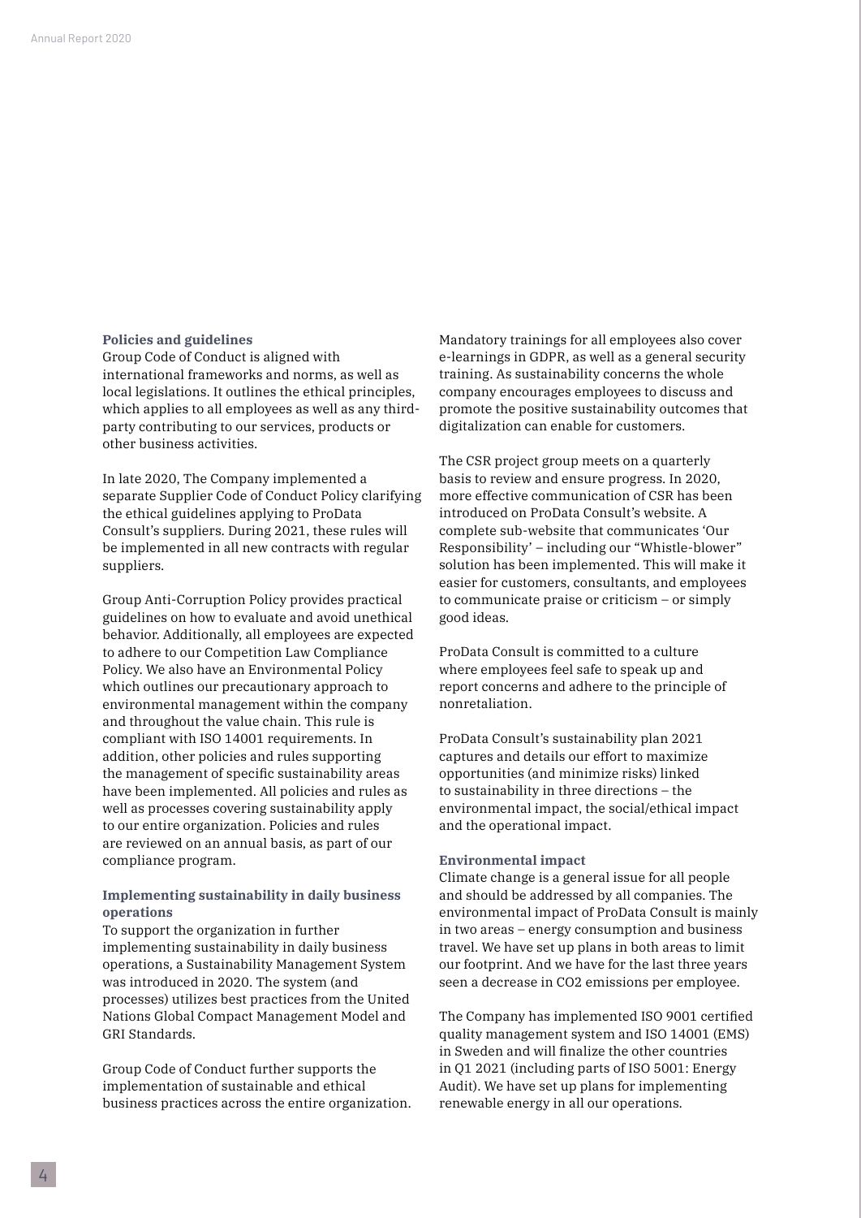### Policies and guidelines

Group Code of Conduct is aligned with international frameworks and norms, as well as local legislations. It outlines the ethical principles, which applies to all employees as well as any third-party contributing to our services, products or other business activities.

In late 2020, The Company implemented a separate Supplier Code of Conduct Policy clarifying the ethical guidelines applying to ProData Consult's suppliers. During 2021, these rules will be implemented in all new contracts with regular suppliers.

Group Anti-Corruption Policy provides practical guidelines on how to evaluate and avoid unethical behavior. Additionally, all employees are expected to adhere to our Competition Law Compliance Policy. We also have an Environmental Policy which outlines our precautionary approach to environmental management within the company and throughout the value chain. This rule is compliant with ISO 14001 requirements. In addition, other policies and rules supporting the management of specific sustainability areas have been implemented. All policies and rules as well as processes covering sustainability apply to our entire organization. Policies and rules are reviewed on an annual basis, as part of our compliance program.

### Implementing sustainability in daily business operations

To support the organization in further implementing sustainability in daily business operations, a Sustainability Management System was introduced in 2020. The system (and processes) utilizes best practices from the United Nations Global Compact Management Model and GRI Standards.

Group Code of Conduct further supports the implementation of sustainable and ethical business practices across the entire organization. Mandatory trainings for all employees also cover e-learnings in GDPR, as well as a general security training. As sustainability concerns the whole company encourages employees to discuss and promote the positive sustainability outcomes that digitalization can enable for customers.

The CSR project group meets on a quarterly basis to review and ensure progress. In 2020, more effective communication of CSR has been introduced on ProData Consult's website. A complete sub-website that communicates 'Our Responsibility' – including our "Whistle-blower" solution has been implemented. This will make it easier for customers, consultants, and employees to communicate praise or criticism – or simply good ideas.

ProData Consult is committed to a culture where employees feel safe to speak up and report concerns and adhere to the principle of nonretaliation.

ProData Consult's sustainability plan 2021 captures and details our effort to maximize opportunities (and minimize risks) linked to sustainability in three directions – the environmental impact, the social/ethical impact and the operational impact.

### Environmental impact

Climate change is a general issue for all people and should be addressed by all companies. The environmental impact of ProData Consult is mainly in two areas – energy consumption and business travel. We have set up plans in both areas to limit our footprint. And we have for the last three years seen a decrease in $CO_2$ emissions per employee.

The Company has implemented ISO 9001 certified quality management system and ISO 14001 (EMS) in Sweden and will finalize the other countries in Q1 2021 (including parts of ISO 5001: Energy Audit). We have set up plans for implementing renewable energy in all our operations.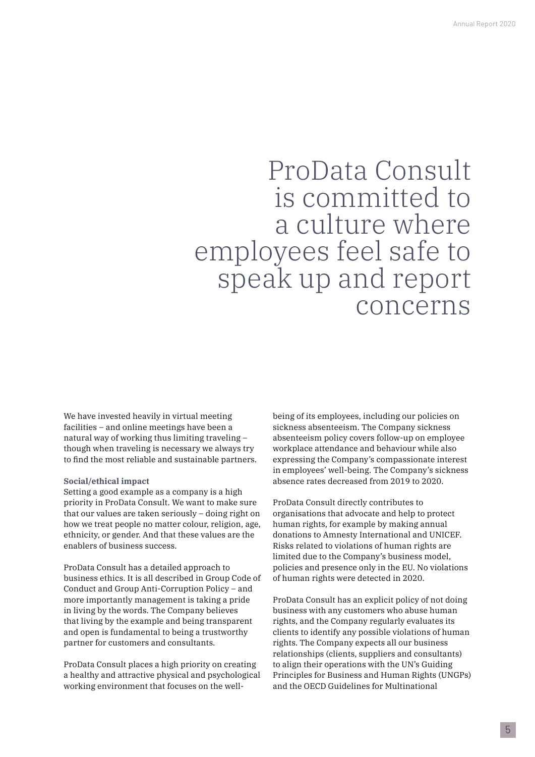> ProData Consult is committed to a culture where employees feel safe to speak up and report concerns

We have invested heavily in virtual meeting facilities – and online meetings have been a natural way of working thus limiting traveling – though when traveling is necessary we always try to find the most reliable and sustainable partners.

**Social/ethical impact**

Setting a good example as a company is a high priority in ProData Consult. We want to make sure that our values are taken seriously – doing right on how we treat people no matter colour, religion, age, ethnicity, or gender. And that these values are the enablers of business success.

ProData Consult has a detailed approach to business ethics. It is all described in Group Code of Conduct and Group Anti-Corruption Policy – and more importantly management is taking a pride in living by the words. The Company believes that living by the example and being transparent and open is fundamental to being a trustworthy partner for customers and consultants.

ProData Consult places a high priority on creating a healthy and attractive physical and psychological working environment that focuses on the well-being of its employees, including our policies on sickness absenteeism. The Company sickness absenteeism policy covers follow-up on employee workplace attendance and behaviour while also expressing the Company's compassionate interest in employees' well-being. The Company's sickness absence rates decreased from 2019 to 2020.

ProData Consult directly contributes to organisations that advocate and help to protect human rights, for example by making annual donations to Amnesty International and UNICEF. Risks related to violations of human rights are limited due to the Company's business model, policies and presence only in the EU. No violations of human rights were detected in 2020.

ProData Consult has an explicit policy of not doing business with any customers who abuse human rights, and the Company regularly evaluates its clients to identify any possible violations of human rights. The Company expects all our business relationships (clients, suppliers and consultants) to align their operations with the UN's Guiding Principles for Business and Human Rights (UNGPs) and the OECD Guidelines for Multinational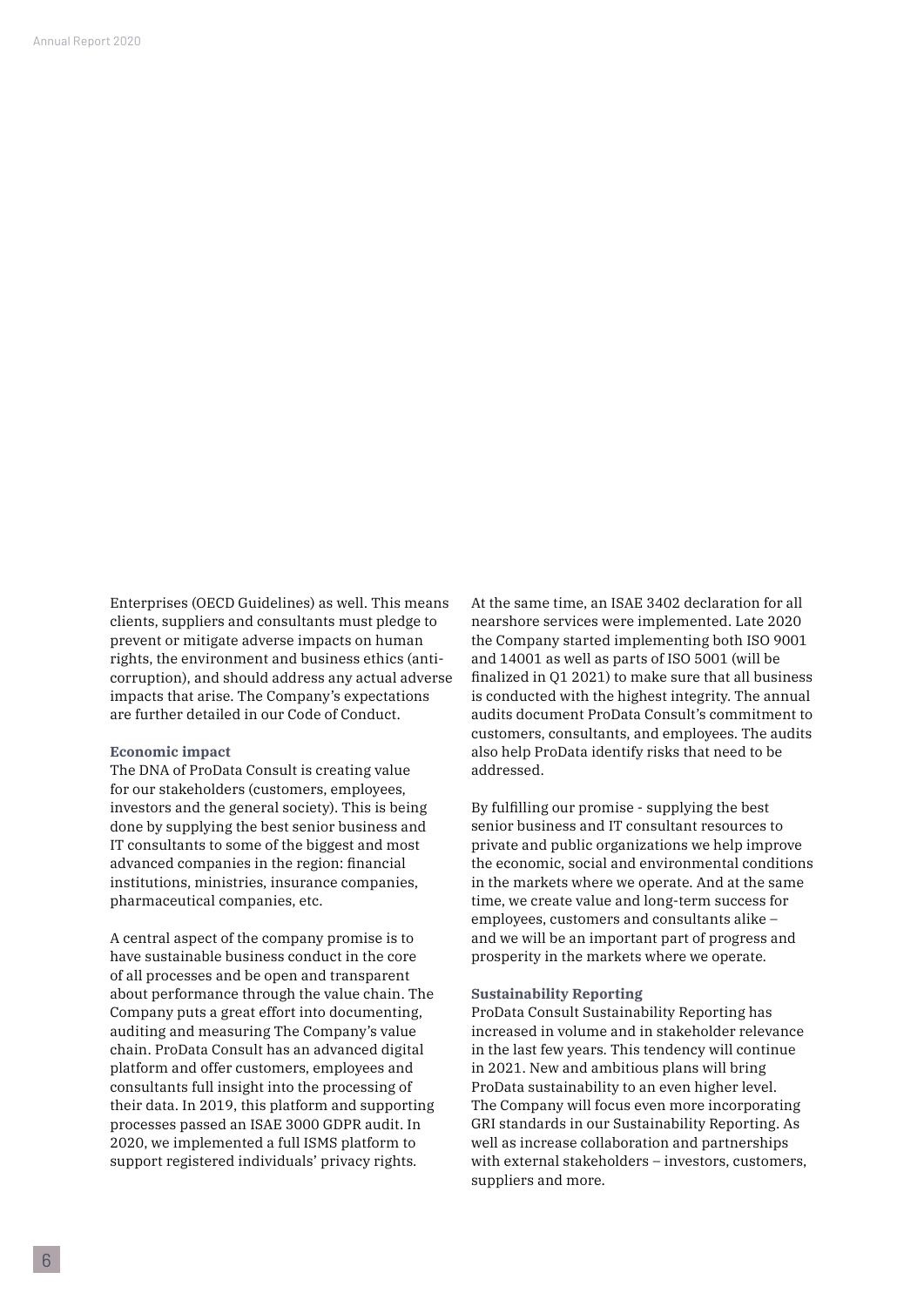Enterprises (OECD Guidelines) as well. This means clients, suppliers and consultants must pledge to prevent or mitigate adverse impacts on human rights, the environment and business ethics (anti-corruption), and should address any actual adverse impacts that arise. The Company's expectations are further detailed in our Code of Conduct.

**Economic impact**

The DNA of ProData Consult is creating value for our stakeholders (customers, employees, investors and the general society). This is being done by supplying the best senior business and IT consultants to some of the biggest and most advanced companies in the region: financial institutions, ministries, insurance companies, pharmaceutical companies, etc.

A central aspect of the company promise is to have sustainable business conduct in the core of all processes and be open and transparent about performance through the value chain. The Company puts a great effort into documenting, auditing and measuring The Company's value chain. ProData Consult has an advanced digital platform and offer customers, employees and consultants full insight into the processing of their data. In 2019, this platform and supporting processes passed an ISAE 3000 GDPR audit. In 2020, we implemented a full ISMS platform to support registered individuals' privacy rights.

At the same time, an ISAE 3402 declaration for all nearshore services were implemented. Late 2020 the Company started implementing both ISO 9001 and 14001 as well as parts of ISO 5001 (will be finalized in Q1 2021) to make sure that all business is conducted with the highest integrity. The annual audits document ProData Consult's commitment to customers, consultants, and employees. The audits also help ProData identify risks that need to be addressed.

By fulfilling our promise - supplying the best senior business and IT consultant resources to private and public organizations we help improve the economic, social and environmental conditions in the markets where we operate. And at the same time, we create value and long-term success for employees, customers and consultants alike – and we will be an important part of progress and prosperity in the markets where we operate.

**Sustainability Reporting**

ProData Consult Sustainability Reporting has increased in volume and in stakeholder relevance in the last few years. This tendency will continue in 2021. New and ambitious plans will bring ProData sustainability to an even higher level. The Company will focus even more incorporating GRI standards in our Sustainability Reporting. As well as increase collaboration and partnerships with external stakeholders – investors, customers, suppliers and more.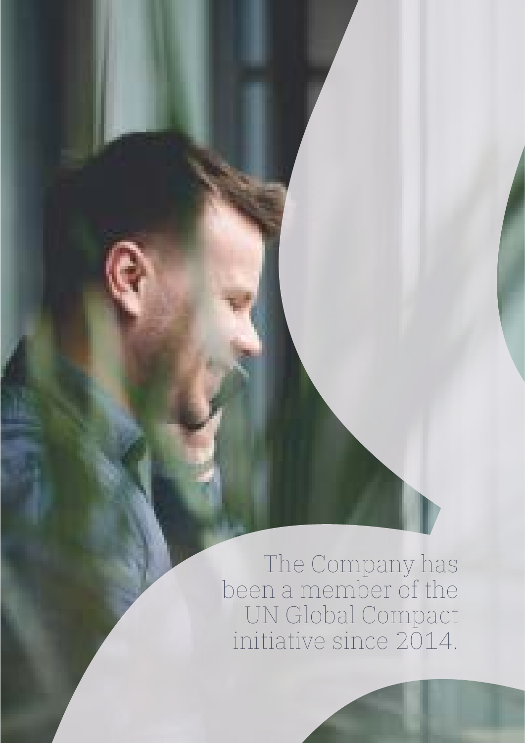The Company has been a member of the UN Global Compact initiative since 2014.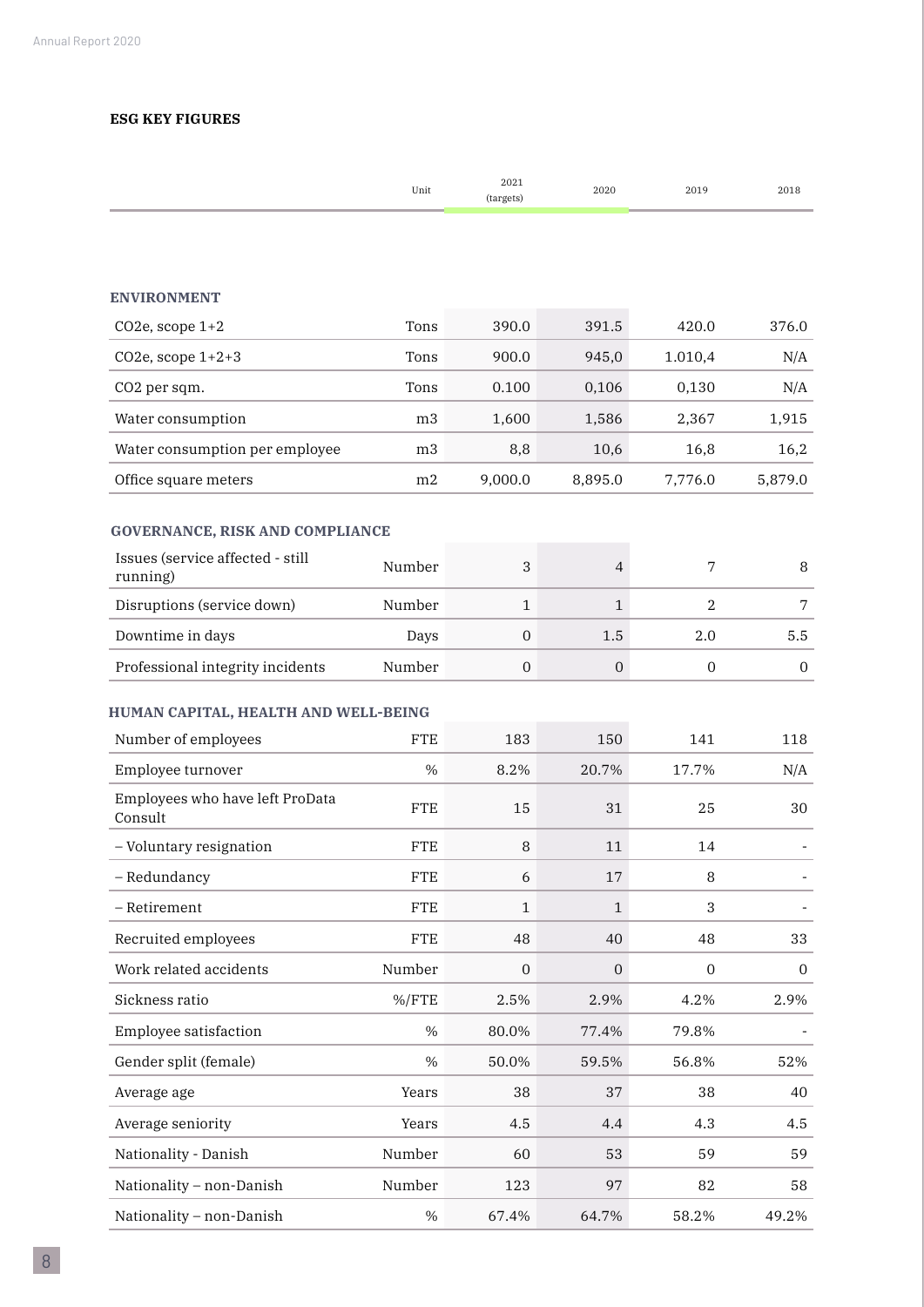## ESG KEY FIGURES

| | Unit | 2021 (targets) | 2020 | 2019 | 2018 |
|---|---|---|---|---|---|
| **ENVIRONMENT** | | | | | |
| $CO_2e$, scope 1+2 | Tons | 390.0 | 391.5 | 420.0 | 376.0 |
| $CO_2e$, scope 1+2+3 | Tons | 900.0 | 945,0 | 1.010,4 | N/A |
| $CO_2$ per sqm. | Tons | 0.100 | 0,106 | 0,130 | N/A |
| Water consumption | m3 | 1,600 | 1,586 | 2,367 | 1,915 |
| Water consumption per employee | m3 | 8,8 | 10,6 | 16,8 | 16,2 |
| Office square meters | m2 | 9,000.0 | 8,895.0 | 7,776.0 | 5,879.0 |
| **GOVERNANCE, RISK AND COMPLIANCE** | | | | | |
| Issues (service affected - still running) | Number | 3 | 4 | 7 | 8 |
| Disruptions (service down) | Number | 1 | 1 | 2 | 7 |
| Downtime in days | Days | 0 | 1.5 | 2.0 | 5.5 |
| Professional integrity incidents | Number | 0 | 0 | 0 | 0 |
| **HUMAN CAPITAL, HEALTH AND WELL-BEING** | | | | | |
| Number of employees | FTE | 183 | 150 | 141 | 118 |
| Employee turnover | % | 8.2% | 20.7% | 17.7% | N/A |
| Employees who have left ProData Consult | FTE | 15 | 31 | 25 | 30 |
| – Voluntary resignation | FTE | 8 | 11 | 14 | - |
| – Redundancy | FTE | 6 | 17 | 8 | - |
| – Retirement | FTE | 1 | 1 | 3 | - |
| Recruited employees | FTE | 48 | 40 | 48 | 33 |
| Work related accidents | Number | 0 | 0 | 0 | 0 |
| Sickness ratio | %/FTE | 2.5% | 2.9% | 4.2% | 2.9% |
| Employee satisfaction | % | 80.0% | 77.4% | 79.8% | - |
| Gender split (female) | % | 50.0% | 59.5% | 56.8% | 52% |
| Average age | Years | 38 | 37 | 38 | 40 |
| Average seniority | Years | 4.5 | 4.4 | 4.3 | 4.5 |
| Nationality - Danish | Number | 60 | 53 | 59 | 59 |
| Nationality – non-Danish | Number | 123 | 97 | 82 | 58 |
| Nationality – non-Danish | % | 67.4% | 64.7% | 58.2% | 49.2% |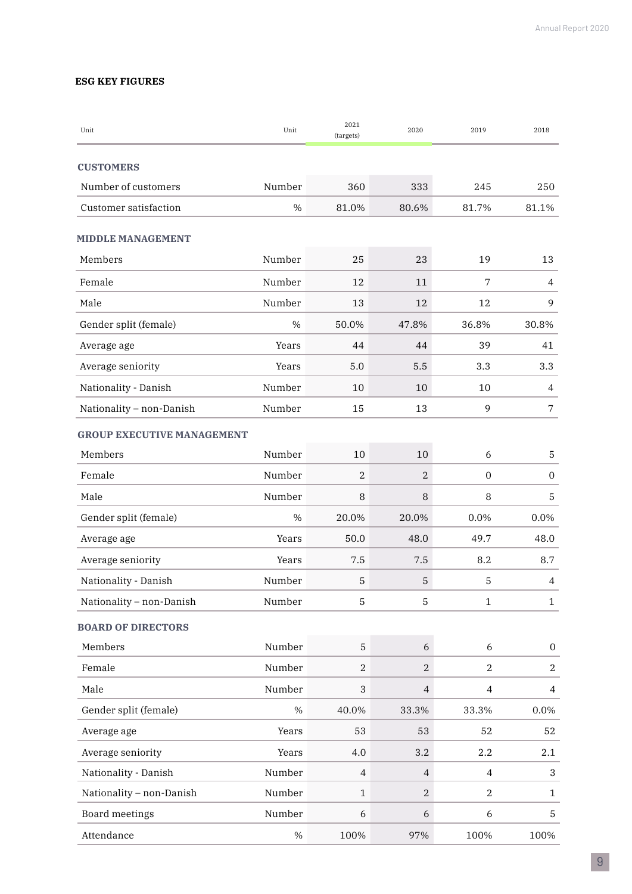## ESG KEY FIGURES

| Unit | Unit | 2021 (targets) | 2020 | 2019 | 2018 |
|---|---|---|---|---|---|
| **CUSTOMERS** | | | | | |
| Number of customers | Number | 360 | 333 | 245 | 250 |
| Customer satisfaction | % | 81.0% | 80.6% | 81.7% | 81.1% |
| **MIDDLE MANAGEMENT** | | | | | |
| Members | Number | 25 | 23 | 19 | 13 |
| Female | Number | 12 | 11 | 7 | 4 |
| Male | Number | 13 | 12 | 12 | 9 |
| Gender split (female) | % | 50.0% | 47.8% | 36.8% | 30.8% |
| Average age | Years | 44 | 44 | 39 | 41 |
| Average seniority | Years | 5.0 | 5.5 | 3.3 | 3.3 |
| Nationality - Danish | Number | 10 | 10 | 10 | 4 |
| Nationality – non-Danish | Number | 15 | 13 | 9 | 7 |
| **GROUP EXECUTIVE MANAGEMENT** | | | | | |
| Members | Number | 10 | 10 | 6 | 5 |
| Female | Number | 2 | 2 | 0 | 0 |
| Male | Number | 8 | 8 | 8 | 5 |
| Gender split (female) | % | 20.0% | 20.0% | 0.0% | 0.0% |
| Average age | Years | 50.0 | 48.0 | 49.7 | 48.0 |
| Average seniority | Years | 7.5 | 7.5 | 8.2 | 8.7 |
| Nationality - Danish | Number | 5 | 5 | 5 | 4 |
| Nationality – non-Danish | Number | 5 | 5 | 1 | 1 |
| **BOARD OF DIRECTORS** | | | | | |
| Members | Number | 5 | 6 | 6 | 0 |
| Female | Number | 2 | 2 | 2 | 2 |
| Male | Number | 3 | 4 | 4 | 4 |
| Gender split (female) | % | 40.0% | 33.3% | 33.3% | 0.0% |
| Average age | Years | 53 | 53 | 52 | 52 |
| Average seniority | Years | 4.0 | 3.2 | 2.2 | 2.1 |
| Nationality - Danish | Number | 4 | 4 | 4 | 3 |
| Nationality – non-Danish | Number | 1 | 2 | 2 | 1 |
| Board meetings | Number | 6 | 6 | 6 | 5 |
| Attendance | % | 100% | 97% | 100% | 100% |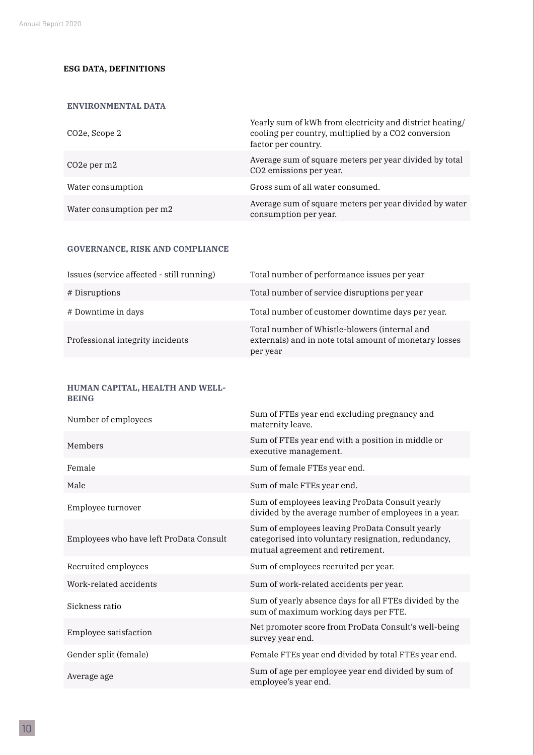## ESG DATA, DEFINITIONS

### ENVIRONMENTAL DATA

| | |
|---|---|
| $CO_2e$, Scope 2 | Yearly sum of kWh from electricity and district heating/ cooling per country, multiplied by a $CO_2$ conversion factor per country. |
| $CO_2e$ per m2 | Average sum of square meters per year divided by total $CO_2$ emissions per year. |
| Water consumption | Gross sum of all water consumed. |
| Water consumption per m2 | Average sum of square meters per year divided by water consumption per year. |

### GOVERNANCE, RISK AND COMPLIANCE

| | |
|---|---|
| Issues (service affected - still running) | Total number of performance issues per year |
| # Disruptions | Total number of service disruptions per year |
| # Downtime in days | Total number of customer downtime days per year. |
| Professional integrity incidents | Total number of Whistle-blowers (internal and externals) and in note total amount of monetary losses per year |

### HUMAN CAPITAL, HEALTH AND WELL-BEING

| | |
|---|---|
| Number of employees | Sum of FTEs year end excluding pregnancy and maternity leave. |
| Members | Sum of FTEs year end with a position in middle or executive management. |
| Female | Sum of female FTEs year end. |
| Male | Sum of male FTEs year end. |
| Employee turnover | Sum of employees leaving ProData Consult yearly divided by the average number of employees in a year. |
| Employees who have left ProData Consult | Sum of employees leaving ProData Consult yearly categorised into voluntary resignation, redundancy, mutual agreement and retirement. |
| Recruited employees | Sum of employees recruited per year. |
| Work-related accidents | Sum of work-related accidents per year. |
| Sickness ratio | Sum of yearly absence days for all FTEs divided by the sum of maximum working days per FTE. |
| Employee satisfaction | Net promoter score from ProData Consult's well-being survey year end. |
| Gender split (female) | Female FTEs year end divided by total FTEs year end. |
| Average age | Sum of age per employee year end divided by sum of employee's year end. |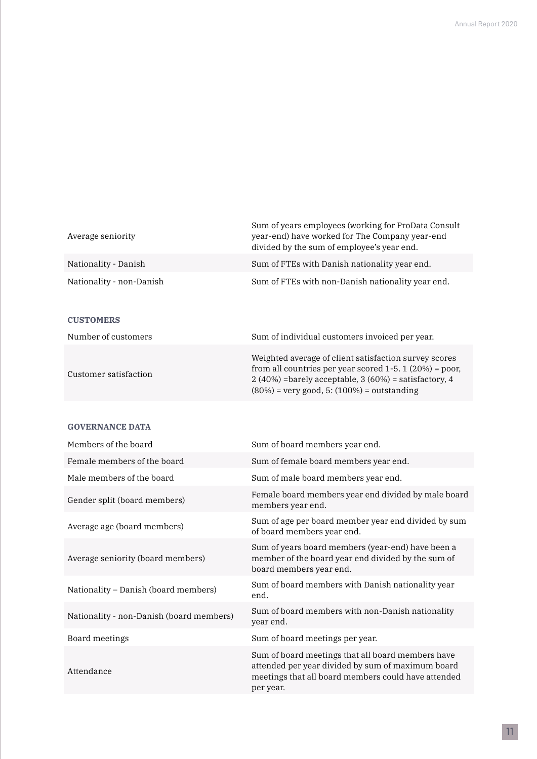| | |
|---|---|
| Average seniority | Sum of years employees (working for ProData Consult year-end) have worked for The Company year-end divided by the sum of employee's year end. |
| Nationality - Danish | Sum of FTEs with Danish nationality year end. |
| Nationality - non-Danish | Sum of FTEs with non-Danish nationality year end. |

**CUSTOMERS**

| | |
|---|---|
| Number of customers | Sum of individual customers invoiced per year. |
| Customer satisfaction | Weighted average of client satisfaction survey scores from all countries per year scored 1-5. 1 (20%) = poor, 2 (40%) =barely acceptable, 3 (60%) = satisfactory, 4 (80%) = very good, 5: (100%) = outstanding |

**GOVERNANCE DATA**

| | |
|---|---|
| Members of the board | Sum of board members year end. |
| Female members of the board | Sum of female board members year end. |
| Male members of the board | Sum of male board members year end. |
| Gender split (board members) | Female board members year end divided by male board members year end. |
| Average age (board members) | Sum of age per board member year end divided by sum of board members year end. |
| Average seniority (board members) | Sum of years board members (year-end) have been a member of the board year end divided by the sum of board members year end. |
| Nationality – Danish (board members) | Sum of board members with Danish nationality year end. |
| Nationality - non-Danish (board members) | Sum of board members with non-Danish nationality year end. |
| Board meetings | Sum of board meetings per year. |
| Attendance | Sum of board meetings that all board members have attended per year divided by sum of maximum board meetings that all board members could have attended per year. |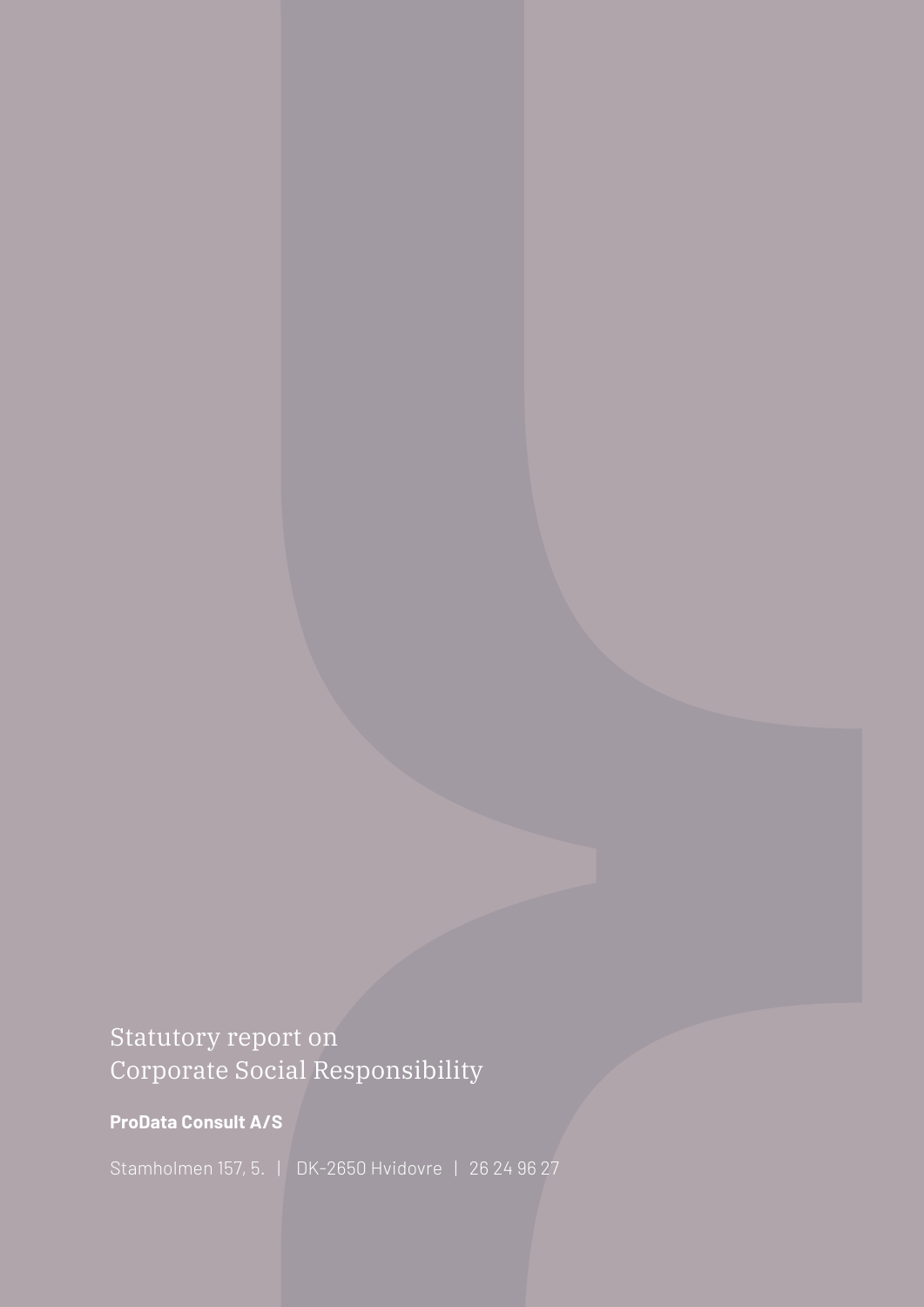Statutory report on
Corporate Social Responsibility

**ProData Consult A/S**

Stamholmen 157, 5. | DK-2650 Hvidovre | 26 24 96 27